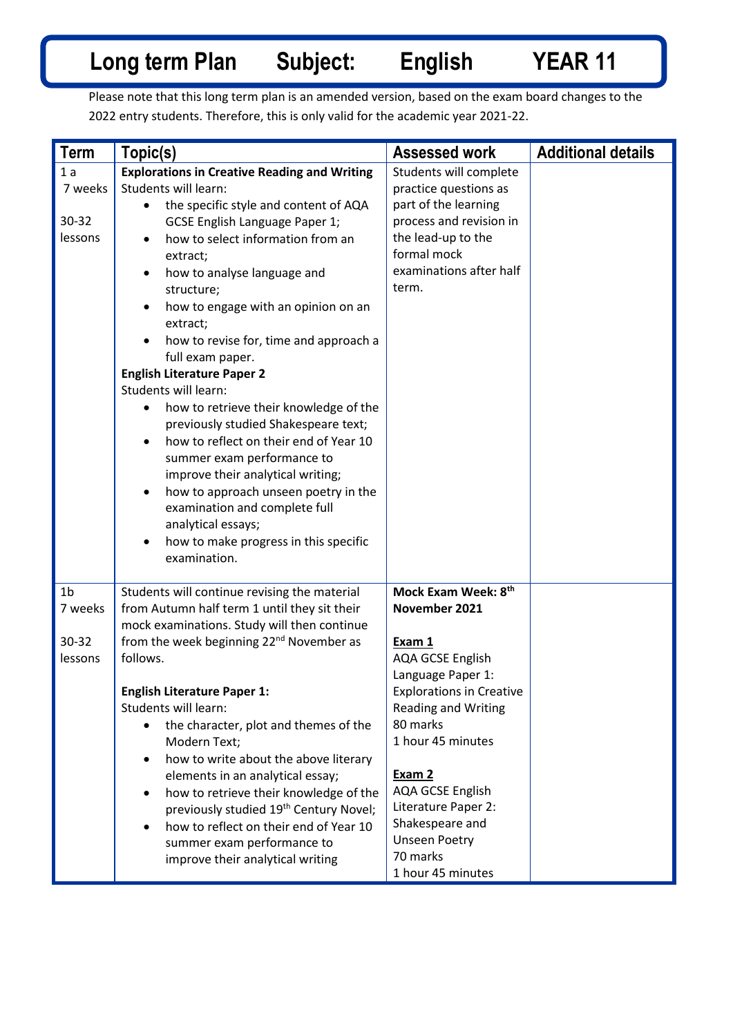# Long term Plan Subject: English YEAR 11

Please note that this long term plan is an amended version, based on the exam board changes to the 2022 entry students. Therefore, this is only valid for the academic year 2021-22.

| Term | Topic(s) | Assessed work | Additional details |
|---|---|---|---|
| 1 a<br>7 weeks<br><br>30-32 lessons | **Explorations in Creative Reading and Writing**<br>Students will learn:<br>• the specific style and content of AQA GCSE English Language Paper 1;<br>• how to select information from an extract;<br>• how to analyse language and structure;<br>• how to engage with an opinion on an extract;<br>• how to revise for, time and approach a full exam paper.<br>**English Literature Paper 2**<br>Students will learn:<br>• how to retrieve their knowledge of the previously studied Shakespeare text;<br>• how to reflect on their end of Year 10 summer exam performance to improve their analytical writing;<br>• how to approach unseen poetry in the examination and complete full analytical essays;<br>• how to make progress in this specific examination. | Students will complete practice questions as part of the learning process and revision in the lead-up to the formal mock examinations after half term. | |
| 1b<br>7 weeks<br><br>30-32 lessons | Students will continue revising the material from Autumn half term 1 until they sit their mock examinations. Study will then continue from the week beginning 22nd November as follows.<br><br>**English Literature Paper 1:**<br>Students will learn:<br>• the character, plot and themes of the Modern Text;<br>• how to write about the above literary elements in an analytical essay;<br>• how to retrieve their knowledge of the previously studied 19th Century Novel;<br>• how to reflect on their end of Year 10 summer exam performance to improve their analytical writing | **Mock Exam Week: 8th November 2021**<br><br>**Exam 1**<br>AQA GCSE English Language Paper 1: Explorations in Creative Reading and Writing<br>80 marks<br>1 hour 45 minutes<br><br>**Exam 2**<br>AQA GCSE English Literature Paper 2: Shakespeare and Unseen Poetry<br>70 marks<br>1 hour 45 minutes | |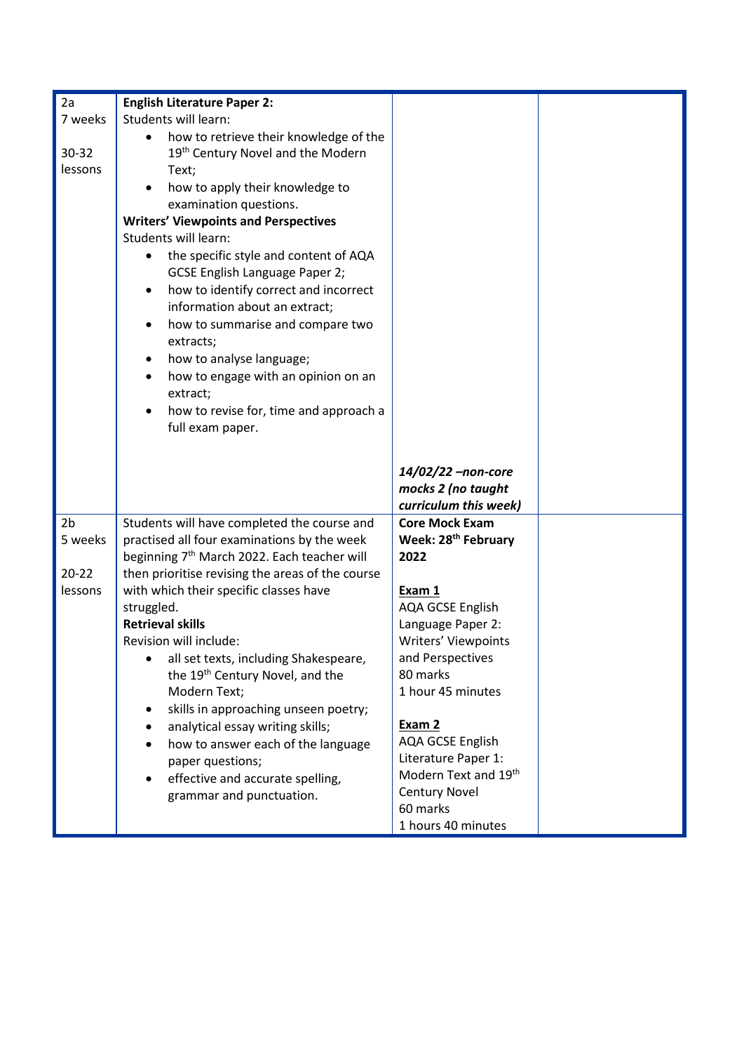| | | | |
|---|---|---|---|
| 2a<br>7 weeks<br><br>30-32 lessons | **English Literature Paper 2:**<br>Students will learn:<br>• how to retrieve their knowledge of the 19th Century Novel and the Modern Text;<br>• how to apply their knowledge to examination questions.<br>**Writers' Viewpoints and Perspectives**<br>Students will learn:<br>• the specific style and content of AQA GCSE English Language Paper 2;<br>• how to identify correct and incorrect information about an extract;<br>• how to summarise and compare two extracts;<br>• how to analyse language;<br>• how to engage with an opinion on an extract;<br>• how to revise for, time and approach a full exam paper. | ***14/02/22 –non-core mocks 2 (no taught curriculum this week)*** | |
| 2b<br>5 weeks<br><br>20-22 lessons | Students will have completed the course and practised all four examinations by the week beginning 7th March 2022. Each teacher will then prioritise revising the areas of the course with which their specific classes have struggled.<br>**Retrieval skills**<br>Revision will include:<br>• all set texts, including Shakespeare, the 19th Century Novel, and the Modern Text;<br>• skills in approaching unseen poetry;<br>• analytical essay writing skills;<br>• how to answer each of the language paper questions;<br>• effective and accurate spelling, grammar and punctuation. | **Core Mock Exam Week: 28th February 2022**<br><br>**Exam 1**<br>AQA GCSE English Language Paper 2: Writers' Viewpoints and Perspectives<br>80 marks<br>1 hour 45 minutes<br><br>**Exam 2**<br>AQA GCSE English Literature Paper 1: Modern Text and 19th Century Novel<br>60 marks<br>1 hours 40 minutes | |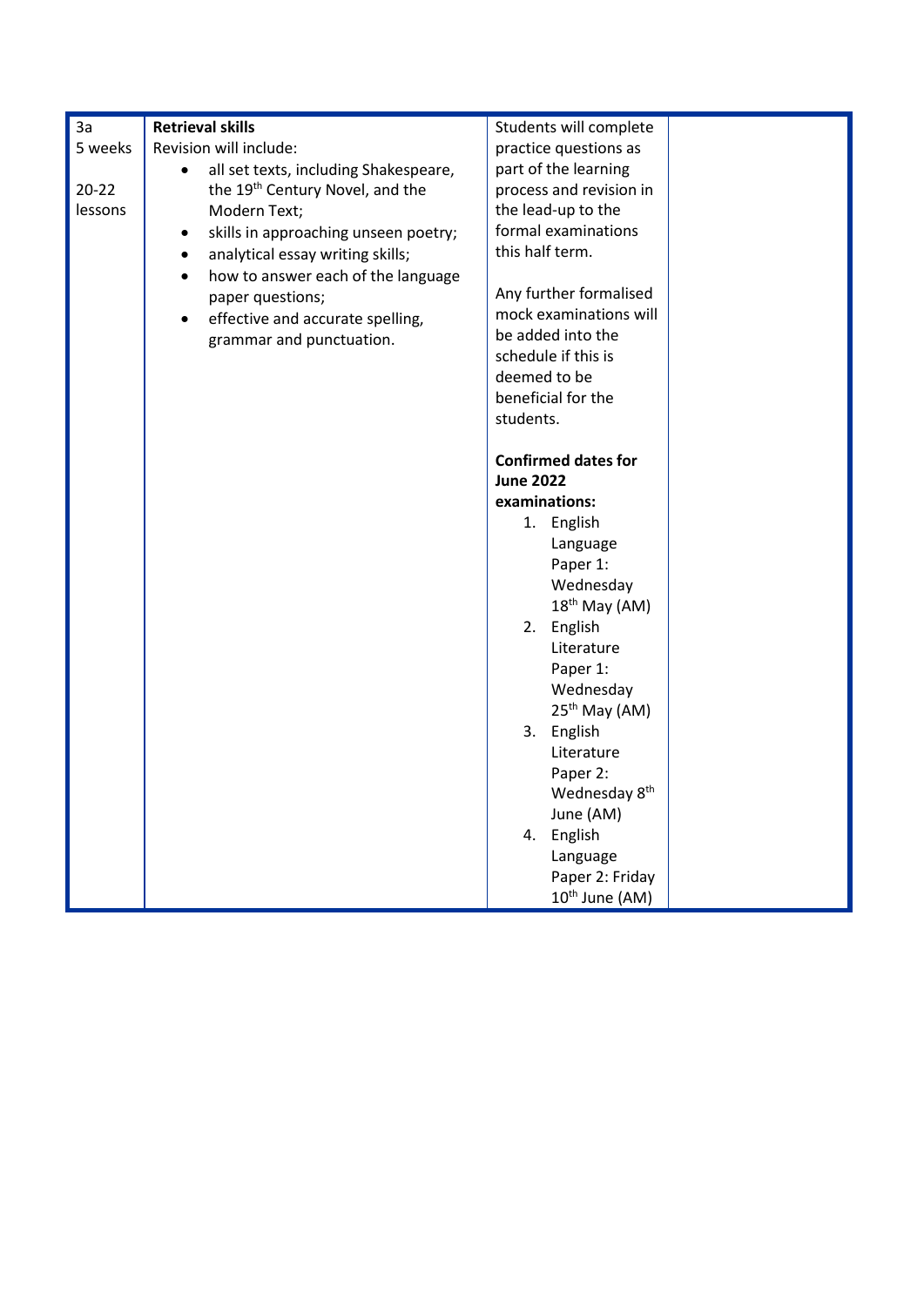| | | | |
|---|---|---|---|
| 3a<br>5 weeks<br><br>20-22 lessons | **Retrieval skills**<br>Revision will include:<br>• all set texts, including Shakespeare, the 19th Century Novel, and the Modern Text;<br>• skills in approaching unseen poetry;<br>• analytical essay writing skills;<br>• how to answer each of the language paper questions;<br>• effective and accurate spelling, grammar and punctuation. | Students will complete practice questions as part of the learning process and revision in the lead-up to the formal examinations this half term.<br><br>Any further formalised mock examinations will be added into the schedule if this is deemed to be beneficial for the students.<br><br>**Confirmed dates for June 2022 examinations:**<br>1. English Language Paper 1: Wednesday 18th May (AM)<br>2. English Literature Paper 1: Wednesday 25th May (AM)<br>3. English Literature Paper 2: Wednesday 8th June (AM)<br>4. English Language Paper 2: Friday 10th June (AM) | |